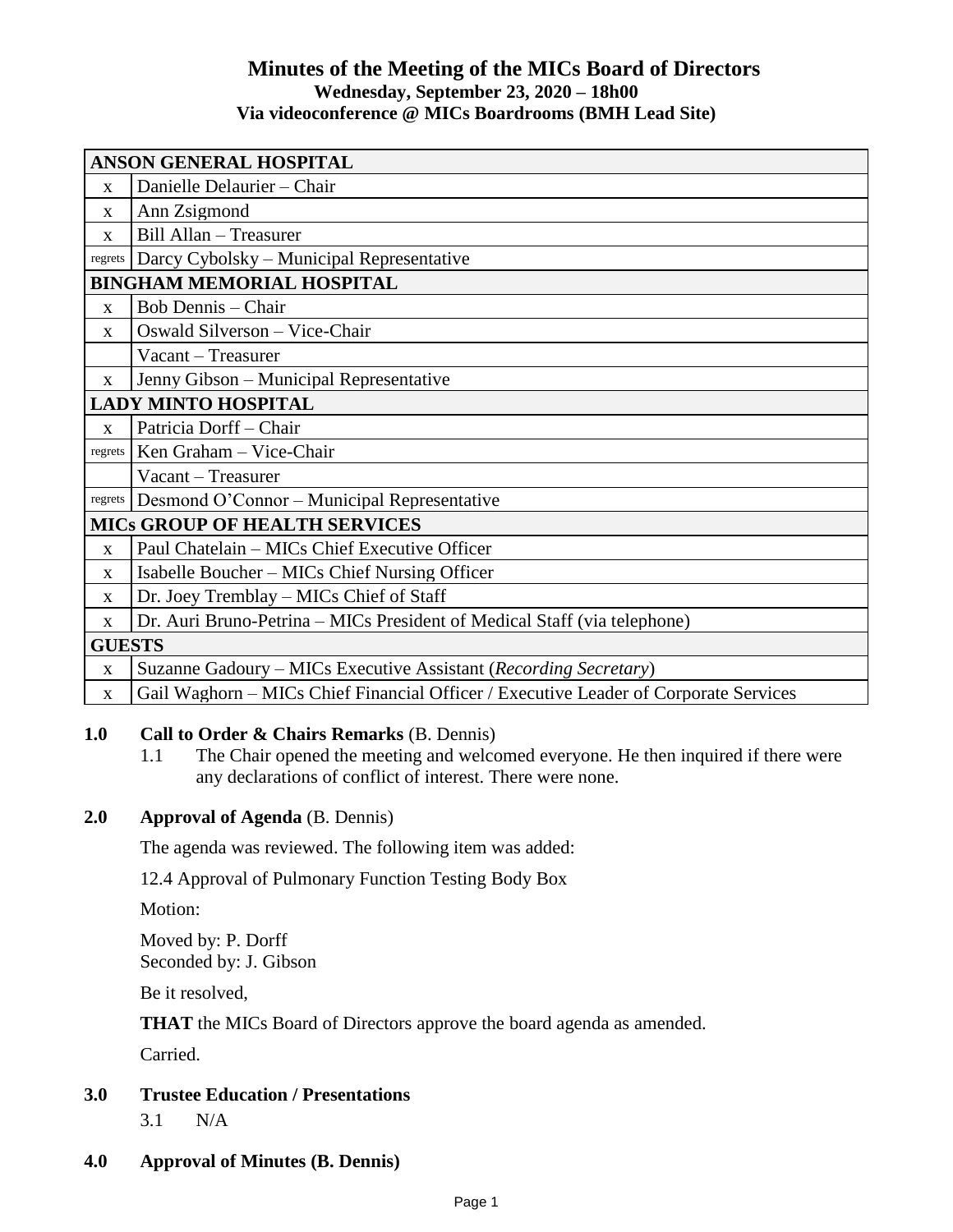# Minutes of the Meeting of the MICs Board of Directors

**Wednesday, September 23, 2020 – 18h00**

**Via videoconference @ MICs Boardrooms (BMH Lead Site)**

| | |
|---|---|
| **ANSON GENERAL HOSPITAL** | |
| x | Danielle Delaurier – Chair |
| x | Ann Zsigmond |
| x | Bill Allan – Treasurer |
| regrets | Darcy Cybolsky – Municipal Representative |
| **BINGHAM MEMORIAL HOSPITAL** | |
| x | Bob Dennis – Chair |
| x | Oswald Silverson – Vice-Chair |
| | Vacant – Treasurer |
| x | Jenny Gibson – Municipal Representative |
| **LADY MINTO HOSPITAL** | |
| x | Patricia Dorff – Chair |
| regrets | Ken Graham – Vice-Chair |
| | Vacant – Treasurer |
| regrets | Desmond O'Connor – Municipal Representative |
| **MICs GROUP OF HEALTH SERVICES** | |
| x | Paul Chatelain – MICs Chief Executive Officer |
| x | Isabelle Boucher – MICs Chief Nursing Officer |
| x | Dr. Joey Tremblay – MICs Chief of Staff |
| x | Dr. Auri Bruno-Petrina – MICs President of Medical Staff (via telephone) |
| **GUESTS** | |
| x | Suzanne Gadoury – MICs Executive Assistant (*Recording Secretary*) |
| x | Gail Waghorn – MICs Chief Financial Officer / Executive Leader of Corporate Services |

**1.0 Call to Order & Chairs Remarks** (B. Dennis)

1.1 The Chair opened the meeting and welcomed everyone. He then inquired if there were any declarations of conflict of interest. There were none.

**2.0 Approval of Agenda** (B. Dennis)

The agenda was reviewed. The following item was added:

12.4 Approval of Pulmonary Function Testing Body Box

Motion:

Moved by: P. Dorff
Seconded by: J. Gibson

Be it resolved,

**THAT** the MICs Board of Directors approve the board agenda as amended.

Carried.

**3.0 Trustee Education / Presentations**

3.1 N/A

**4.0 Approval of Minutes (B. Dennis)**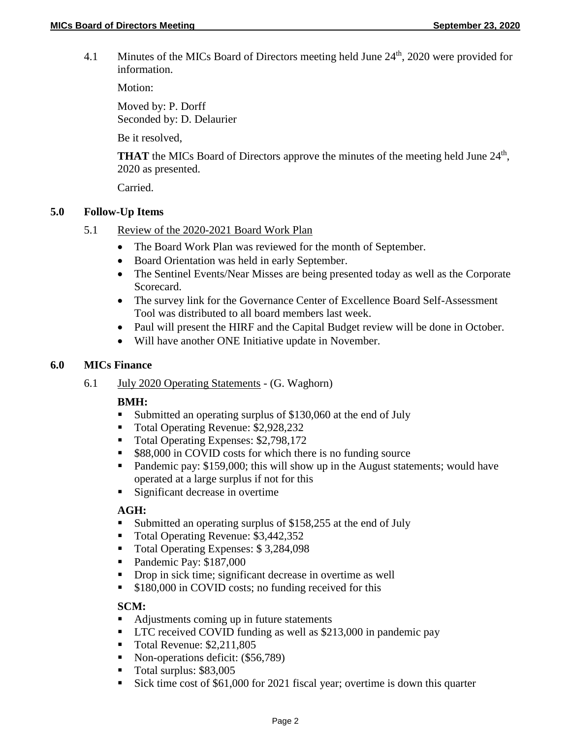4.1 Minutes of the MICs Board of Directors meeting held June 24th, 2020 were provided for information.

Motion:

Moved by: P. Dorff
Seconded by: D. Delaurier

Be it resolved,

**THAT** the MICs Board of Directors approve the minutes of the meeting held June 24th, 2020 as presented.

Carried.

## 5.0 Follow-Up Items

5.1 Review of the 2020-2021 Board Work Plan

- The Board Work Plan was reviewed for the month of September.
- Board Orientation was held in early September.
- The Sentinel Events/Near Misses are being presented today as well as the Corporate Scorecard.
- The survey link for the Governance Center of Excellence Board Self-Assessment Tool was distributed to all board members last week.
- Paul will present the HIRF and the Capital Budget review will be done in October.
- Will have another ONE Initiative update in November.

## 6.0 MICs Finance

6.1 July 2020 Operating Statements - (G. Waghorn)

**BMH:**

- Submitted an operating surplus of $130,060 at the end of July
- Total Operating Revenue: $2,928,232
- Total Operating Expenses: $2,798,172
- $88,000 in COVID costs for which there is no funding source
- Pandemic pay: $159,000; this will show up in the August statements; would have operated at a large surplus if not for this
- Significant decrease in overtime

**AGH:**

- Submitted an operating surplus of $158,255 at the end of July
- Total Operating Revenue: $3,442,352
- Total Operating Expenses: $ 3,284,098
- Pandemic Pay: $187,000
- Drop in sick time; significant decrease in overtime as well
- $180,000 in COVID costs; no funding received for this

**SCM:**

- Adjustments coming up in future statements
- LTC received COVID funding as well as $213,000 in pandemic pay
- Total Revenue: $2,211,805
- Non-operations deficit: ($56,789)
- Total surplus: $83,005
- Sick time cost of $61,000 for 2021 fiscal year; overtime is down this quarter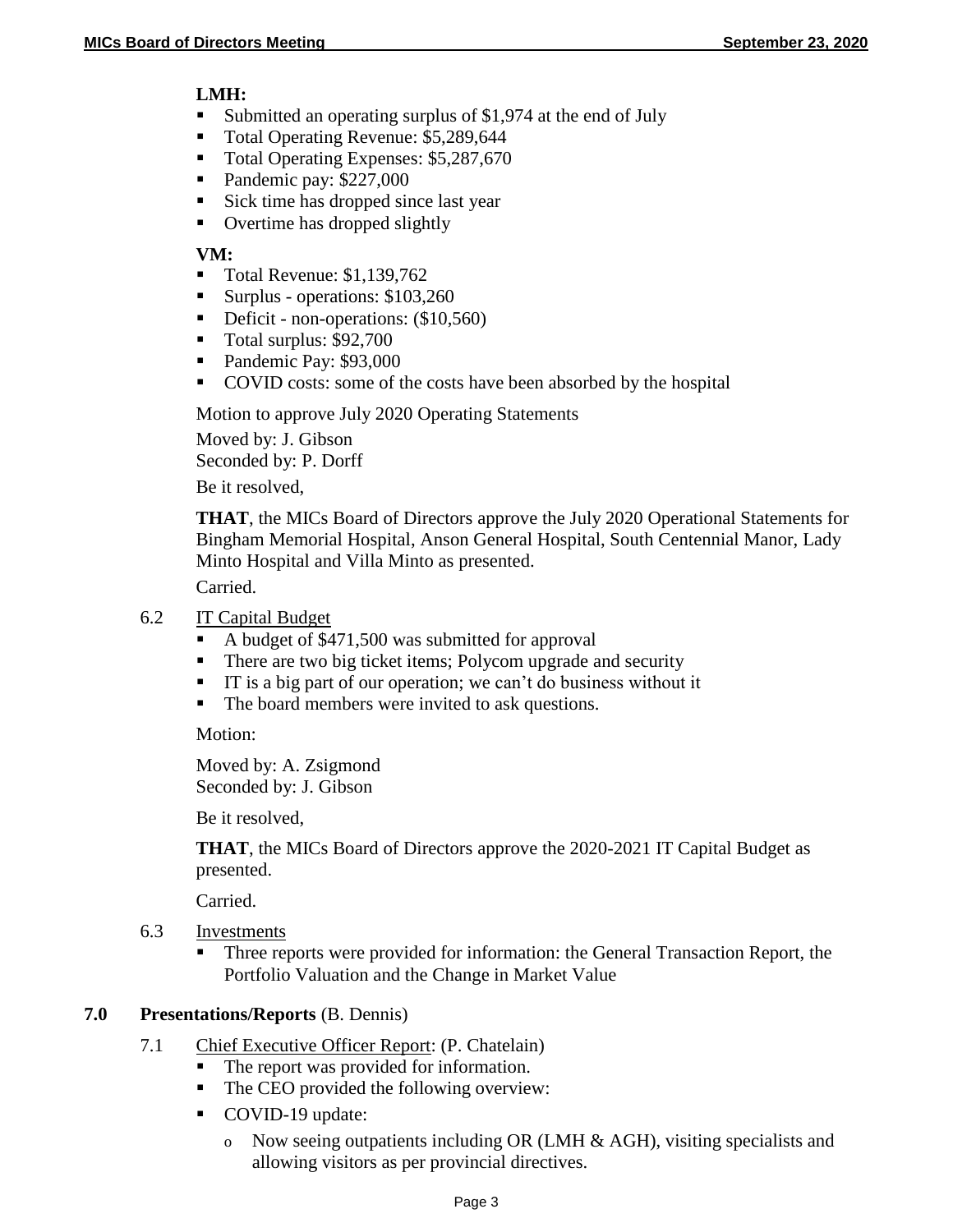**LMH:**

- Submitted an operating surplus of $1,974 at the end of July
- Total Operating Revenue: $5,289,644
- Total Operating Expenses: $5,287,670
- Pandemic pay: $227,000
- Sick time has dropped since last year
- Overtime has dropped slightly

**VM:**

- Total Revenue: $1,139,762
- Surplus - operations: $103,260
- Deficit - non-operations: ($10,560)
- Total surplus: $92,700
- Pandemic Pay: $93,000
- COVID costs: some of the costs have been absorbed by the hospital

Motion to approve July 2020 Operating Statements

Moved by: J. Gibson
Seconded by: P. Dorff

Be it resolved,

**THAT**, the MICs Board of Directors approve the July 2020 Operational Statements for Bingham Memorial Hospital, Anson General Hospital, South Centennial Manor, Lady Minto Hospital and Villa Minto as presented.

Carried.

6.2 IT Capital Budget

- A budget of $471,500 was submitted for approval
- There are two big ticket items; Polycom upgrade and security
- IT is a big part of our operation; we can't do business without it
- The board members were invited to ask questions.

Motion:

Moved by: A. Zsigmond
Seconded by: J. Gibson

Be it resolved,

**THAT**, the MICs Board of Directors approve the 2020-2021 IT Capital Budget as presented.

Carried.

6.3 Investments

- Three reports were provided for information: the General Transaction Report, the Portfolio Valuation and the Change in Market Value

## 7.0 Presentations/Reports (B. Dennis)

7.1 Chief Executive Officer Report: (P. Chatelain)

- The report was provided for information.
- The CEO provided the following overview:
- COVID-19 update:
  - Now seeing outpatients including OR (LMH & AGH), visiting specialists and allowing visitors as per provincial directives.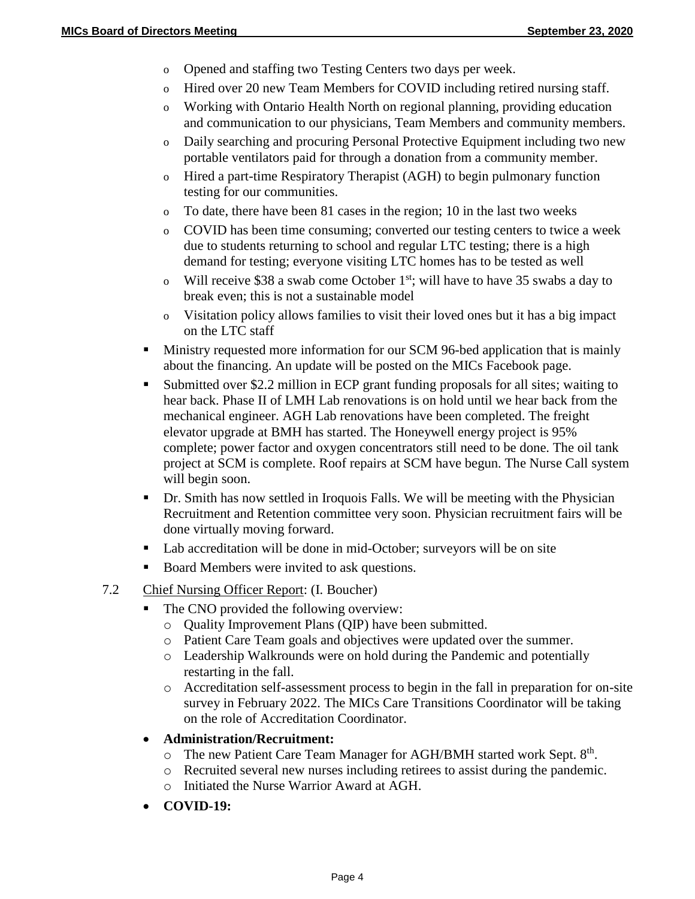- Opened and staffing two Testing Centers two days per week.
  - Hired over 20 new Team Members for COVID including retired nursing staff.
  - Working with Ontario Health North on regional planning, providing education and communication to our physicians, Team Members and community members.
  - Daily searching and procuring Personal Protective Equipment including two new portable ventilators paid for through a donation from a community member.
  - Hired a part-time Respiratory Therapist (AGH) to begin pulmonary function testing for our communities.
  - To date, there have been 81 cases in the region; 10 in the last two weeks
  - COVID has been time consuming; converted our testing centers to twice a week due to students returning to school and regular LTC testing; there is a high demand for testing; everyone visiting LTC homes has to be tested as well
  - Will receive $38 a swab come October 1st; will have to have 35 swabs a day to break even; this is not a sustainable model
  - Visitation policy allows families to visit their loved ones but it has a big impact on the LTC staff
- Ministry requested more information for our SCM 96-bed application that is mainly about the financing. An update will be posted on the MICs Facebook page.
- Submitted over $2.2 million in ECP grant funding proposals for all sites; waiting to hear back. Phase II of LMH Lab renovations is on hold until we hear back from the mechanical engineer. AGH Lab renovations have been completed. The freight elevator upgrade at BMH has started. The Honeywell energy project is 95% complete; power factor and oxygen concentrators still need to be done. The oil tank project at SCM is complete. Roof repairs at SCM have begun. The Nurse Call system will begin soon.
- Dr. Smith has now settled in Iroquois Falls. We will be meeting with the Physician Recruitment and Retention committee very soon. Physician recruitment fairs will be done virtually moving forward.
- Lab accreditation will be done in mid-October; surveyors will be on site
- Board Members were invited to ask questions.

7.2 Chief Nursing Officer Report: (I. Boucher)

- The CNO provided the following overview:
  - Quality Improvement Plans (QIP) have been submitted.
  - Patient Care Team goals and objectives were updated over the summer.
  - Leadership Walkrounds were on hold during the Pandemic and potentially restarting in the fall.
  - Accreditation self-assessment process to begin in the fall in preparation for on-site survey in February 2022. The MICs Care Transitions Coordinator will be taking on the role of Accreditation Coordinator.
- **Administration/Recruitment:**
  - The new Patient Care Team Manager for AGH/BMH started work Sept. 8th.
  - Recruited several new nurses including retirees to assist during the pandemic.
  - Initiated the Nurse Warrior Award at AGH.
- **COVID-19:**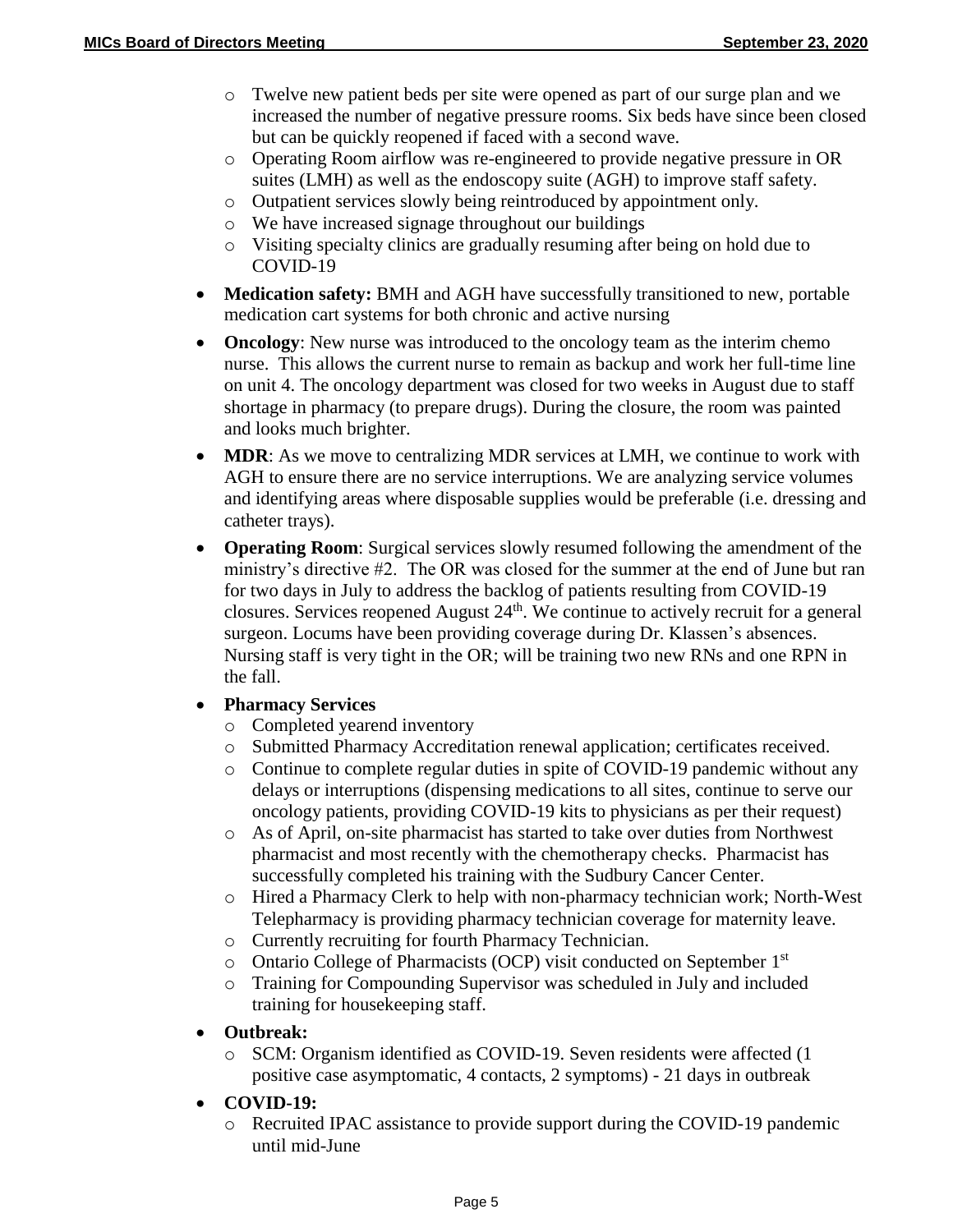- Twelve new patient beds per site were opened as part of our surge plan and we increased the number of negative pressure rooms. Six beds have since been closed but can be quickly reopened if faced with a second wave.
  - Operating Room airflow was re-engineered to provide negative pressure in OR suites (LMH) as well as the endoscopy suite (AGH) to improve staff safety.
  - Outpatient services slowly being reintroduced by appointment only.
  - We have increased signage throughout our buildings
  - Visiting specialty clinics are gradually resuming after being on hold due to COVID-19

- **Medication safety:** BMH and AGH have successfully transitioned to new, portable medication cart systems for both chronic and active nursing
- **Oncology**: New nurse was introduced to the oncology team as the interim chemo nurse. This allows the current nurse to remain as backup and work her full-time line on unit 4. The oncology department was closed for two weeks in August due to staff shortage in pharmacy (to prepare drugs). During the closure, the room was painted and looks much brighter.
- **MDR**: As we move to centralizing MDR services at LMH, we continue to work with AGH to ensure there are no service interruptions. We are analyzing service volumes and identifying areas where disposable supplies would be preferable (i.e. dressing and catheter trays).
- **Operating Room**: Surgical services slowly resumed following the amendment of the ministry's directive #2. The OR was closed for the summer at the end of June but ran for two days in July to address the backlog of patients resulting from COVID-19 closures. Services reopened August 24th. We continue to actively recruit for a general surgeon. Locums have been providing coverage during Dr. Klassen's absences. Nursing staff is very tight in the OR; will be training two new RNs and one RPN in the fall.
- **Pharmacy Services**
  - Completed yearend inventory
  - Submitted Pharmacy Accreditation renewal application; certificates received.
  - Continue to complete regular duties in spite of COVID-19 pandemic without any delays or interruptions (dispensing medications to all sites, continue to serve our oncology patients, providing COVID-19 kits to physicians as per their request)
  - As of April, on-site pharmacist has started to take over duties from Northwest pharmacist and most recently with the chemotherapy checks. Pharmacist has successfully completed his training with the Sudbury Cancer Center.
  - Hired a Pharmacy Clerk to help with non-pharmacy technician work; North-West Telepharmacy is providing pharmacy technician coverage for maternity leave.
  - Currently recruiting for fourth Pharmacy Technician.
  - Ontario College of Pharmacists (OCP) visit conducted on September 1st
  - Training for Compounding Supervisor was scheduled in July and included training for housekeeping staff.
- **Outbreak:**
  - SCM: Organism identified as COVID-19. Seven residents were affected (1 positive case asymptomatic, 4 contacts, 2 symptoms) - 21 days in outbreak
- **COVID-19:**
  - Recruited IPAC assistance to provide support during the COVID-19 pandemic until mid-June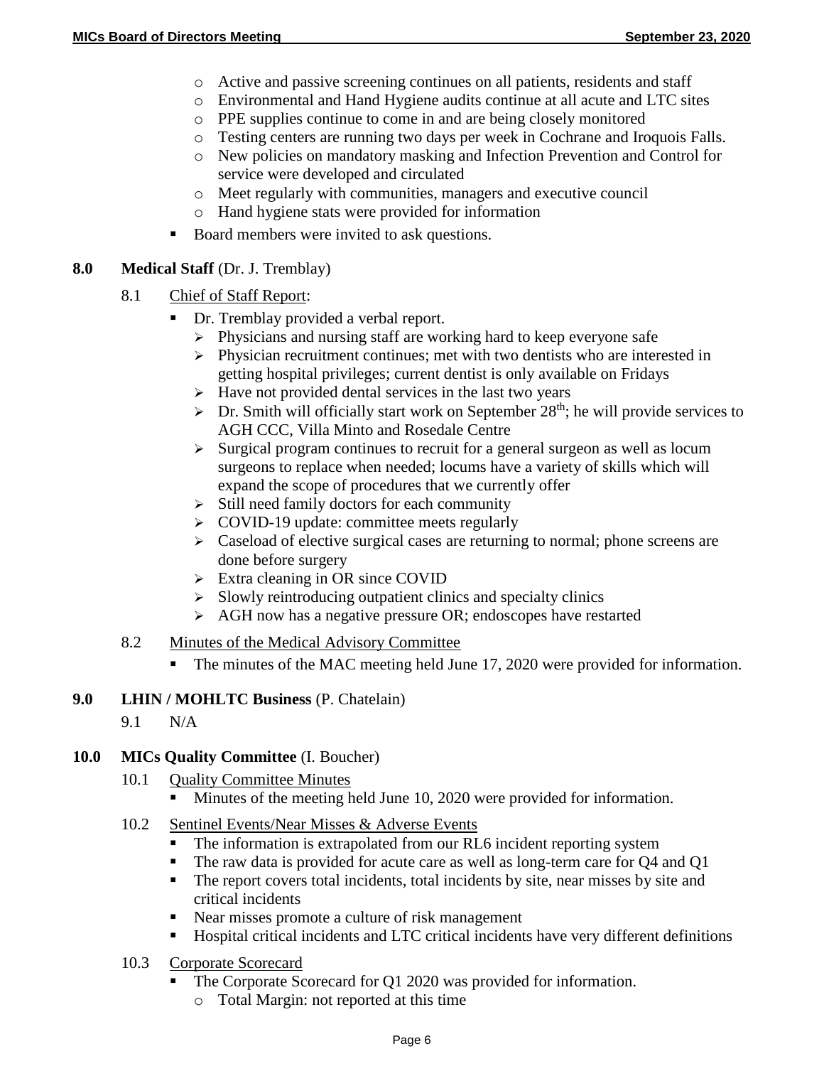- Active and passive screening continues on all patients, residents and staff
  - Environmental and Hand Hygiene audits continue at all acute and LTC sites
  - PPE supplies continue to come in and are being closely monitored
  - Testing centers are running two days per week in Cochrane and Iroquois Falls.
  - New policies on mandatory masking and Infection Prevention and Control for service were developed and circulated
  - Meet regularly with communities, managers and executive council
  - Hand hygiene stats were provided for information
- Board members were invited to ask questions.

**8.0 Medical Staff** (Dr. J. Tremblay)

8.1 Chief of Staff Report:

- Dr. Tremblay provided a verbal report.
  - Physicians and nursing staff are working hard to keep everyone safe
  - Physician recruitment continues; met with two dentists who are interested in getting hospital privileges; current dentist is only available on Fridays
  - Have not provided dental services in the last two years
  - Dr. Smith will officially start work on September 28th; he will provide services to AGH CCC, Villa Minto and Rosedale Centre
  - Surgical program continues to recruit for a general surgeon as well as locum surgeons to replace when needed; locums have a variety of skills which will expand the scope of procedures that we currently offer
  - Still need family doctors for each community
  - COVID-19 update: committee meets regularly
  - Caseload of elective surgical cases are returning to normal; phone screens are done before surgery
  - Extra cleaning in OR since COVID
  - Slowly reintroducing outpatient clinics and specialty clinics
  - AGH now has a negative pressure OR; endoscopes have restarted

8.2 Minutes of the Medical Advisory Committee

- The minutes of the MAC meeting held June 17, 2020 were provided for information.

**9.0 LHIN / MOHLTC Business** (P. Chatelain)

9.1 N/A

**10.0 MICs Quality Committee** (I. Boucher)

10.1 Quality Committee Minutes

- Minutes of the meeting held June 10, 2020 were provided for information.

10.2 Sentinel Events/Near Misses & Adverse Events

- The information is extrapolated from our RL6 incident reporting system
- The raw data is provided for acute care as well as long-term care for Q4 and Q1
- The report covers total incidents, total incidents by site, near misses by site and critical incidents
- Near misses promote a culture of risk management
- Hospital critical incidents and LTC critical incidents have very different definitions

10.3 Corporate Scorecard

- The Corporate Scorecard for Q1 2020 was provided for information.
  - Total Margin: not reported at this time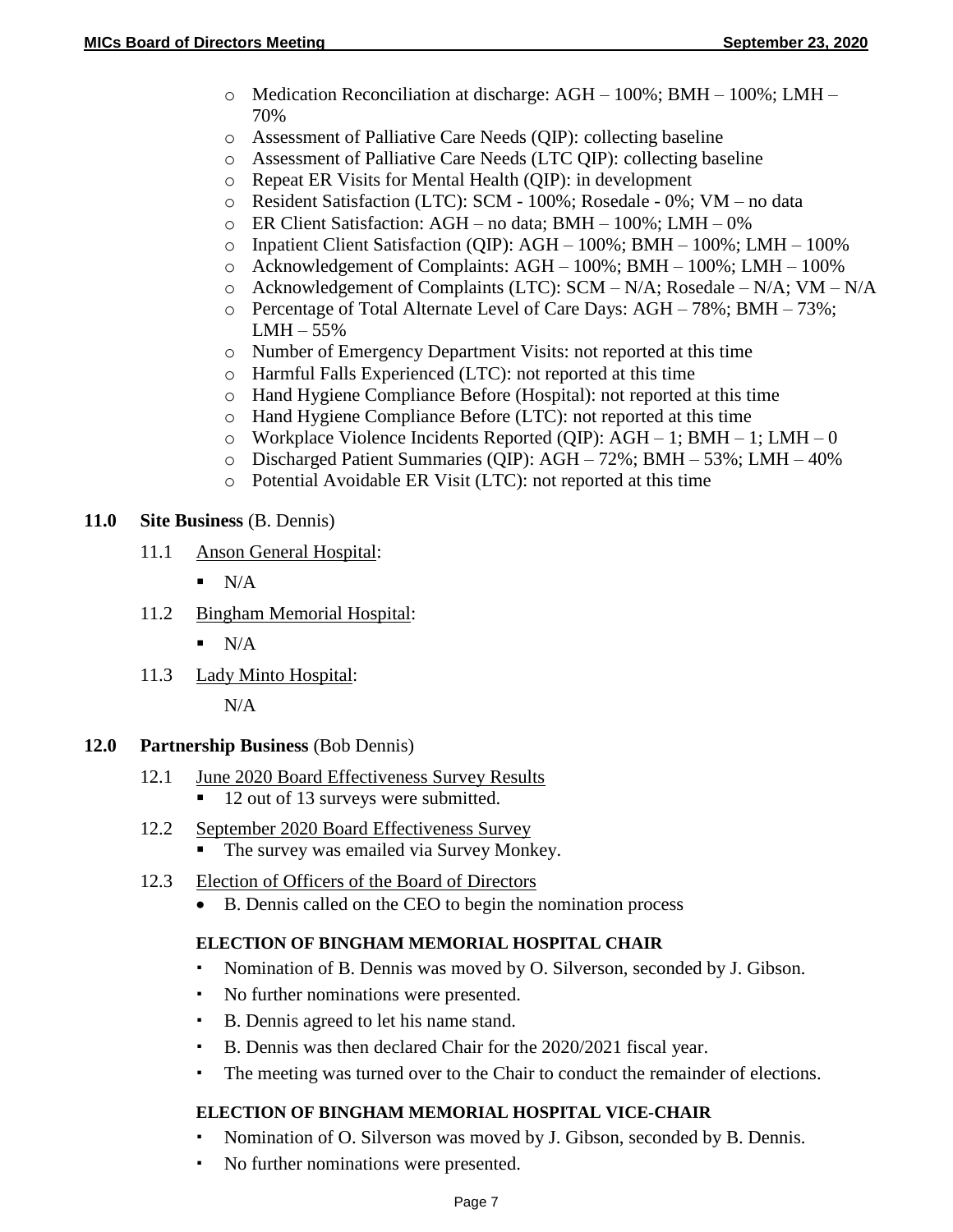- Medication Reconciliation at discharge: AGH – 100%; BMH – 100%; LMH – 70%
- Assessment of Palliative Care Needs (QIP): collecting baseline
- Assessment of Palliative Care Needs (LTC QIP): collecting baseline
- Repeat ER Visits for Mental Health (QIP): in development
- Resident Satisfaction (LTC): SCM - 100%; Rosedale - 0%; VM – no data
- ER Client Satisfaction: AGH – no data; BMH – 100%; LMH – 0%
- Inpatient Client Satisfaction (QIP): AGH – 100%; BMH – 100%; LMH – 100%
- Acknowledgement of Complaints: AGH – 100%; BMH – 100%; LMH – 100%
- Acknowledgement of Complaints (LTC): SCM – N/A; Rosedale – N/A; VM – N/A
- Percentage of Total Alternate Level of Care Days: AGH – 78%; BMH – 73%; LMH – 55%
- Number of Emergency Department Visits: not reported at this time
- Harmful Falls Experienced (LTC): not reported at this time
- Hand Hygiene Compliance Before (Hospital): not reported at this time
- Hand Hygiene Compliance Before (LTC): not reported at this time
- Workplace Violence Incidents Reported (QIP): AGH – 1; BMH – 1; LMH – 0
- Discharged Patient Summaries (QIP): AGH – 72%; BMH – 53%; LMH – 40%
- Potential Avoidable ER Visit (LTC): not reported at this time

## 11.0 Site Business (B. Dennis)

11.1 Anson General Hospital:

- N/A

11.2 Bingham Memorial Hospital:

- N/A

11.3 Lady Minto Hospital:

N/A

## 12.0 Partnership Business (Bob Dennis)

12.1 June 2020 Board Effectiveness Survey Results

- 12 out of 13 surveys were submitted.

12.2 September 2020 Board Effectiveness Survey

- The survey was emailed via Survey Monkey.

12.3 Election of Officers of the Board of Directors

- B. Dennis called on the CEO to begin the nomination process

**ELECTION OF BINGHAM MEMORIAL HOSPITAL CHAIR**

- Nomination of B. Dennis was moved by O. Silverson, seconded by J. Gibson.
- No further nominations were presented.
- B. Dennis agreed to let his name stand.
- B. Dennis was then declared Chair for the 2020/2021 fiscal year.
- The meeting was turned over to the Chair to conduct the remainder of elections.

**ELECTION OF BINGHAM MEMORIAL HOSPITAL VICE-CHAIR**

- Nomination of O. Silverson was moved by J. Gibson, seconded by B. Dennis.
- No further nominations were presented.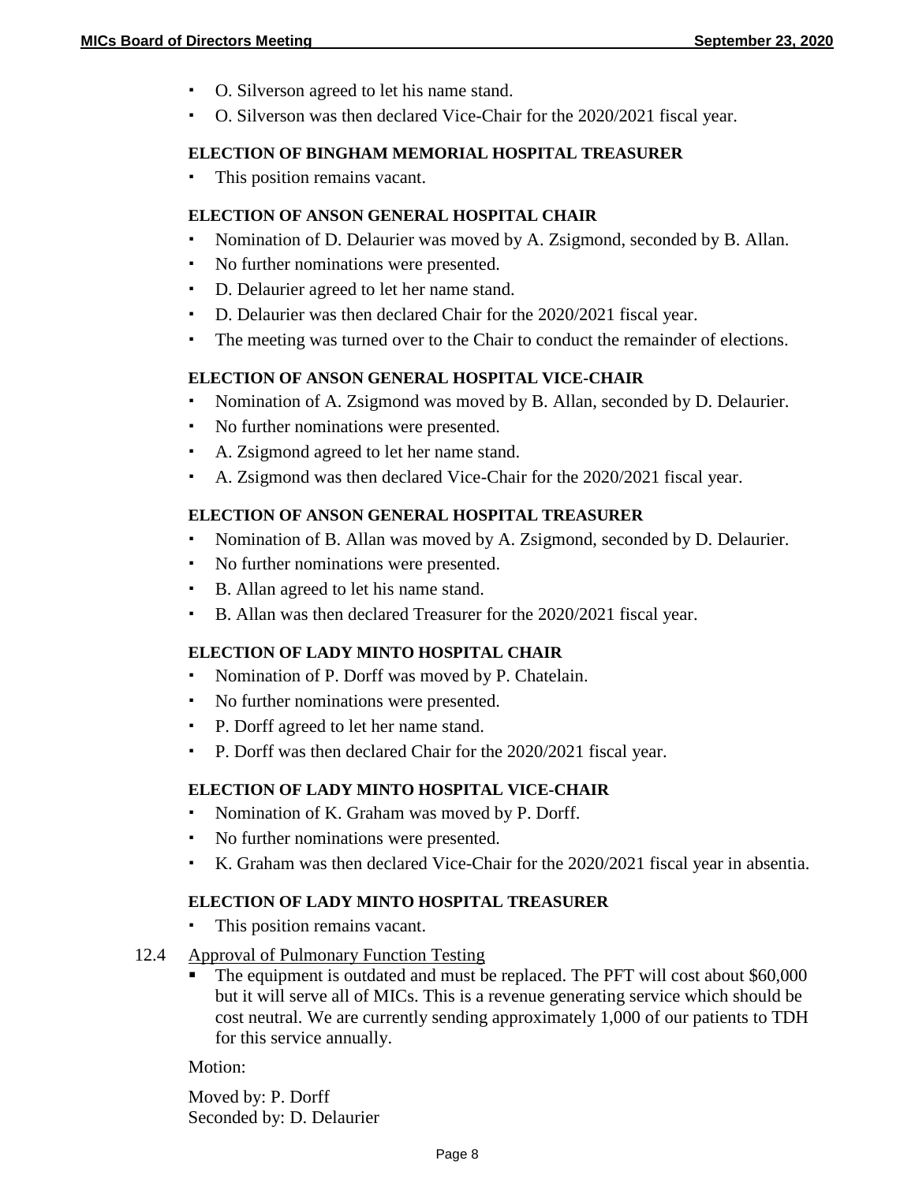- O. Silverson agreed to let his name stand.
- O. Silverson was then declared Vice-Chair for the 2020/2021 fiscal year.

**ELECTION OF BINGHAM MEMORIAL HOSPITAL TREASURER**

- This position remains vacant.

**ELECTION OF ANSON GENERAL HOSPITAL CHAIR**

- Nomination of D. Delaurier was moved by A. Zsigmond, seconded by B. Allan.
- No further nominations were presented.
- D. Delaurier agreed to let her name stand.
- D. Delaurier was then declared Chair for the 2020/2021 fiscal year.
- The meeting was turned over to the Chair to conduct the remainder of elections.

**ELECTION OF ANSON GENERAL HOSPITAL VICE-CHAIR**

- Nomination of A. Zsigmond was moved by B. Allan, seconded by D. Delaurier.
- No further nominations were presented.
- A. Zsigmond agreed to let her name stand.
- A. Zsigmond was then declared Vice-Chair for the 2020/2021 fiscal year.

**ELECTION OF ANSON GENERAL HOSPITAL TREASURER**

- Nomination of B. Allan was moved by A. Zsigmond, seconded by D. Delaurier.
- No further nominations were presented.
- B. Allan agreed to let his name stand.
- B. Allan was then declared Treasurer for the 2020/2021 fiscal year.

**ELECTION OF LADY MINTO HOSPITAL CHAIR**

- Nomination of P. Dorff was moved by P. Chatelain.
- No further nominations were presented.
- P. Dorff agreed to let her name stand.
- P. Dorff was then declared Chair for the 2020/2021 fiscal year.

**ELECTION OF LADY MINTO HOSPITAL VICE-CHAIR**

- Nomination of K. Graham was moved by P. Dorff.
- No further nominations were presented.
- K. Graham was then declared Vice-Chair for the 2020/2021 fiscal year in absentia.

**ELECTION OF LADY MINTO HOSPITAL TREASURER**

- This position remains vacant.

12.4 Approval of Pulmonary Function Testing

- The equipment is outdated and must be replaced. The PFT will cost about $60,000 but it will serve all of MICs. This is a revenue generating service which should be cost neutral. We are currently sending approximately 1,000 of our patients to TDH for this service annually.

Motion:

Moved by: P. Dorff
Seconded by: D. Delaurier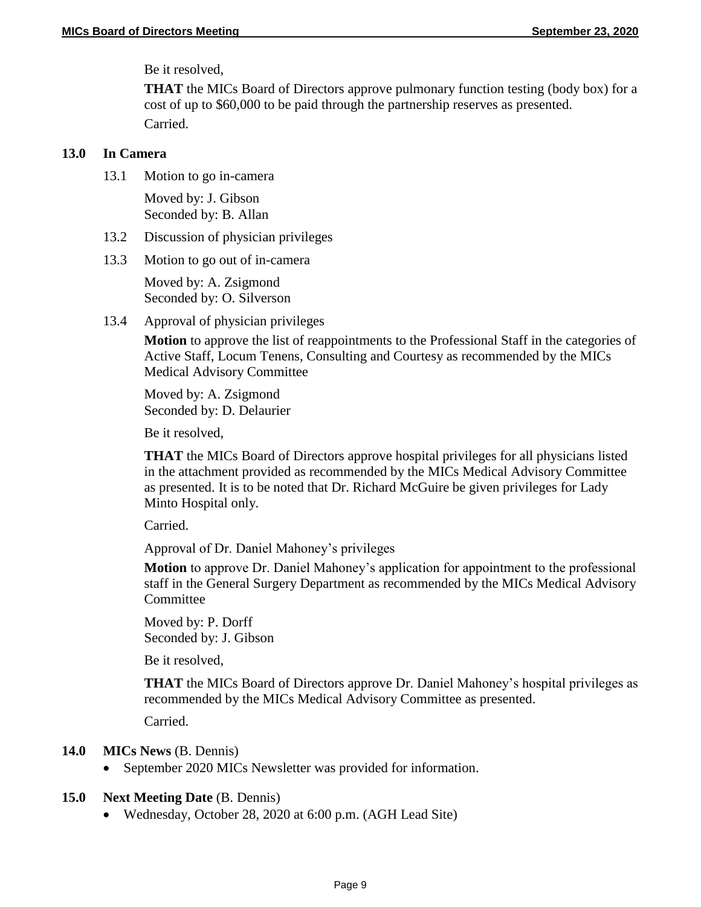Be it resolved,

**THAT** the MICs Board of Directors approve pulmonary function testing (body box) for a cost of up to $60,000 to be paid through the partnership reserves as presented.

Carried.

## 13.0 In Camera

13.1 Motion to go in-camera

Moved by: J. Gibson
Seconded by: B. Allan

13.2 Discussion of physician privileges

13.3 Motion to go out of in-camera

Moved by: A. Zsigmond
Seconded by: O. Silverson

13.4 Approval of physician privileges

**Motion** to approve the list of reappointments to the Professional Staff in the categories of Active Staff, Locum Tenens, Consulting and Courtesy as recommended by the MICs Medical Advisory Committee

Moved by: A. Zsigmond
Seconded by: D. Delaurier

Be it resolved,

**THAT** the MICs Board of Directors approve hospital privileges for all physicians listed in the attachment provided as recommended by the MICs Medical Advisory Committee as presented. It is to be noted that Dr. Richard McGuire be given privileges for Lady Minto Hospital only.

Carried.

Approval of Dr. Daniel Mahoney's privileges

**Motion** to approve Dr. Daniel Mahoney's application for appointment to the professional staff in the General Surgery Department as recommended by the MICs Medical Advisory Committee

Moved by: P. Dorff
Seconded by: J. Gibson

Be it resolved,

**THAT** the MICs Board of Directors approve Dr. Daniel Mahoney's hospital privileges as recommended by the MICs Medical Advisory Committee as presented.

Carried.

## 14.0 MICs News (B. Dennis)

- September 2020 MICs Newsletter was provided for information.

## 15.0 Next Meeting Date (B. Dennis)

- Wednesday, October 28, 2020 at 6:00 p.m. (AGH Lead Site)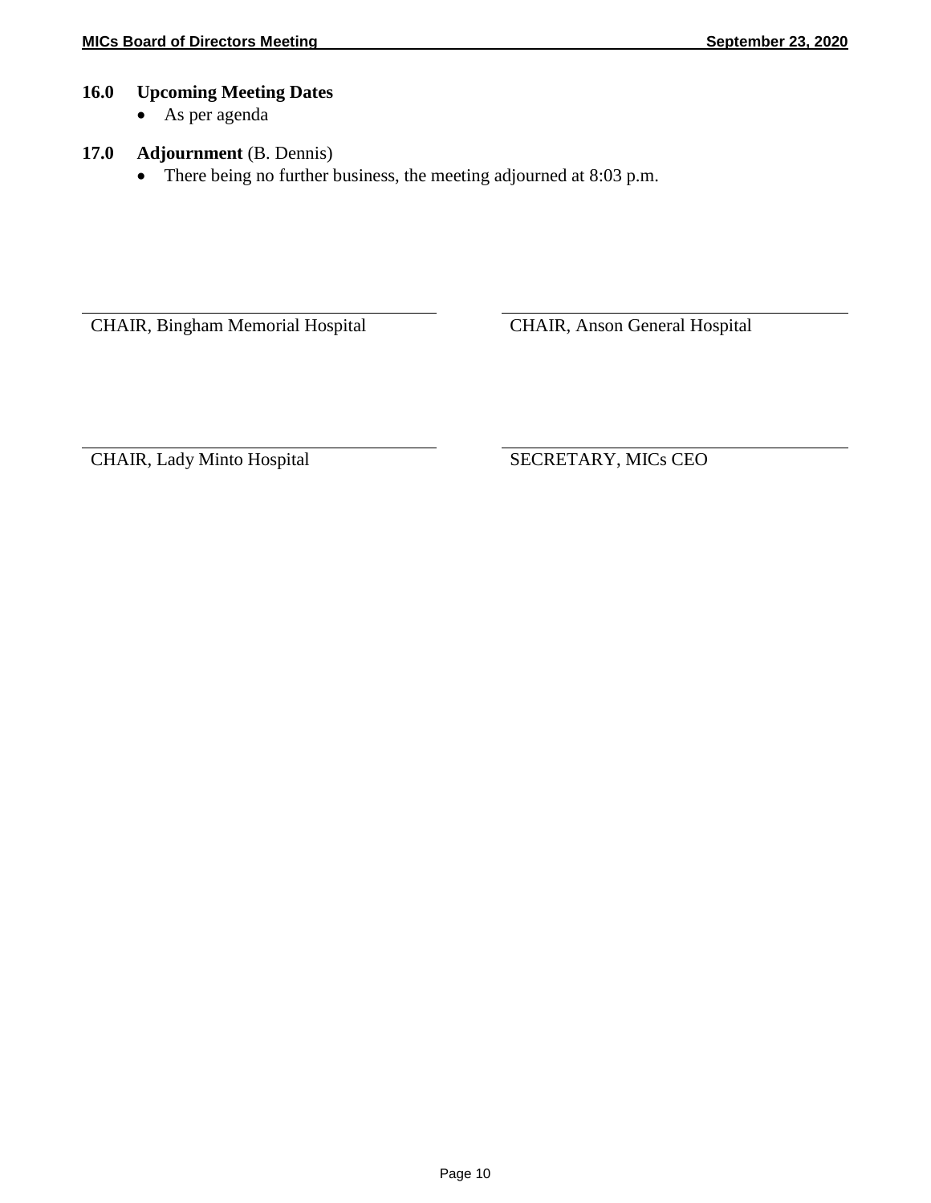## 16.0 Upcoming Meeting Dates

- As per agenda

## 17.0 Adjournment (B. Dennis)

- There being no further business, the meeting adjourned at 8:03 p.m.

\_\_\_\_\_\_\_\_\_\_\_\_\_\_\_\_\_\_\_\_\_\_\_\_\_\_\_\_\_\_\_\_\_\_\_\_
CHAIR, Bingham Memorial Hospital

\_\_\_\_\_\_\_\_\_\_\_\_\_\_\_\_\_\_\_\_\_\_\_\_\_\_\_\_\_\_\_\_\_\_\_\_
CHAIR, Anson General Hospital

\_\_\_\_\_\_\_\_\_\_\_\_\_\_\_\_\_\_\_\_\_\_\_\_\_\_\_\_\_\_\_\_\_\_\_\_
CHAIR, Lady Minto Hospital

\_\_\_\_\_\_\_\_\_\_\_\_\_\_\_\_\_\_\_\_\_\_\_\_\_\_\_\_\_\_\_\_\_\_\_\_
SECRETARY, MICs CEO